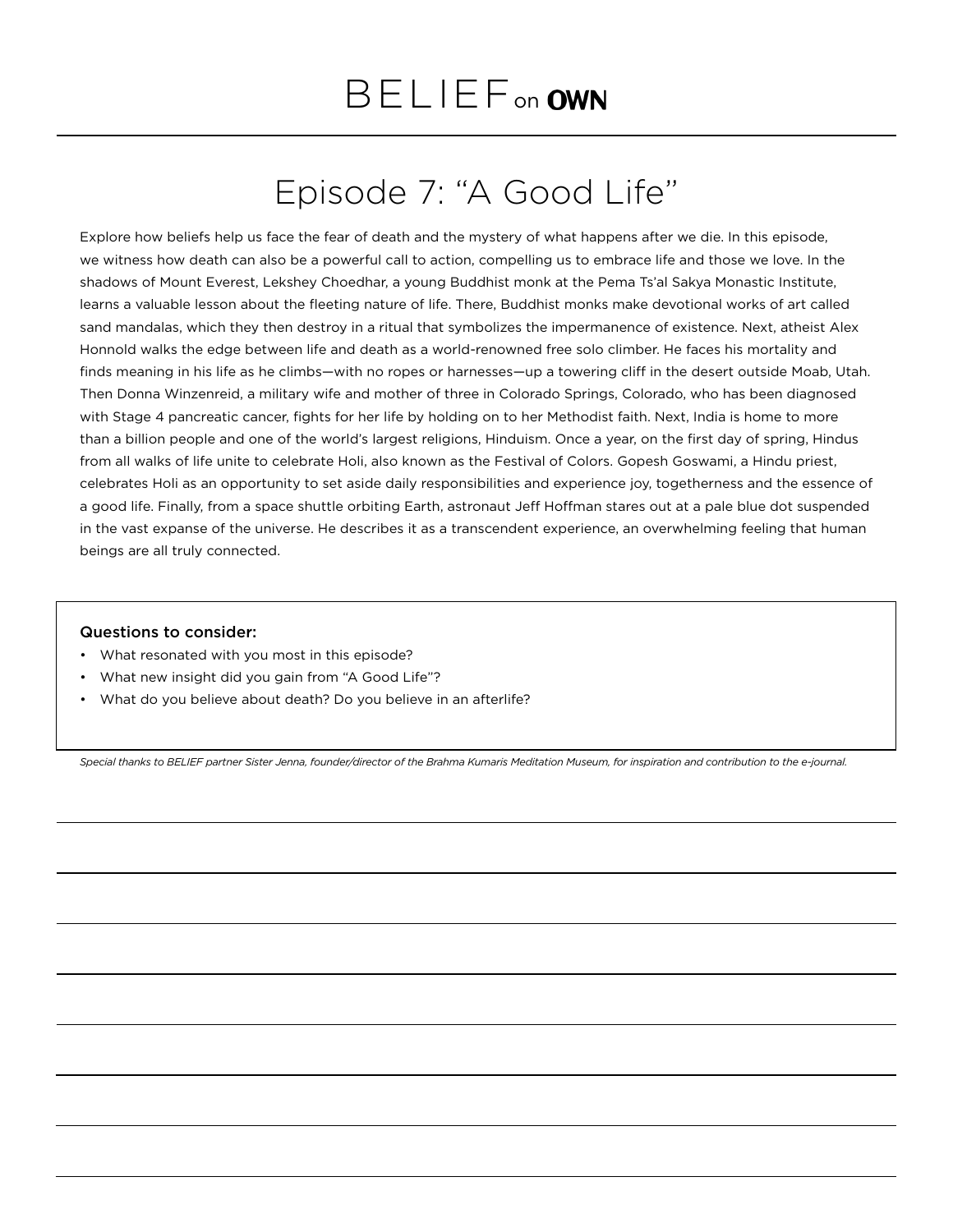# BELIEF on OWN

## Episode 7: "A Good Life"

Explore how beliefs help us face the fear of death and the mystery of what happens after we die. In this episode, we witness how death can also be a powerful call to action, compelling us to embrace life and those we love. In the shadows of Mount Everest, Lekshey Choedhar, a young Buddhist monk at the Pema Ts'al Sakya Monastic Institute, learns a valuable lesson about the fleeting nature of life. There, Buddhist monks make devotional works of art called sand mandalas, which they then destroy in a ritual that symbolizes the impermanence of existence. Next, atheist Alex Honnold walks the edge between life and death as a world-renowned free solo climber. He faces his mortality and finds meaning in his life as he climbs—with no ropes or harnesses—up a towering cliff in the desert outside Moab, Utah. Then Donna Winzenreid, a military wife and mother of three in Colorado Springs, Colorado, who has been diagnosed with Stage 4 pancreatic cancer, fights for her life by holding on to her Methodist faith. Next, India is home to more than a billion people and one of the world's largest religions, Hinduism. Once a year, on the first day of spring, Hindus from all walks of life unite to celebrate Holi, also known as the Festival of Colors. Gopesh Goswami, a Hindu priest, celebrates Holi as an opportunity to set aside daily responsibilities and experience joy, togetherness and the essence of a good life. Finally, from a space shuttle orbiting Earth, astronaut Jeff Hoffman stares out at a pale blue dot suspended in the vast expanse of the universe. He describes it as a transcendent experience, an overwhelming feeling that human beings are all truly connected.

**Questions to consider:**

- What resonated with you most in this episode?
- What new insight did you gain from "A Good Life"?
- What do you believe about death? Do you believe in an afterlife?

*Special thanks to BELIEF partner Sister Jenna, founder/director of the Brahma Kumaris Meditation Museum, for inspiration and contribution to the e-journal.*